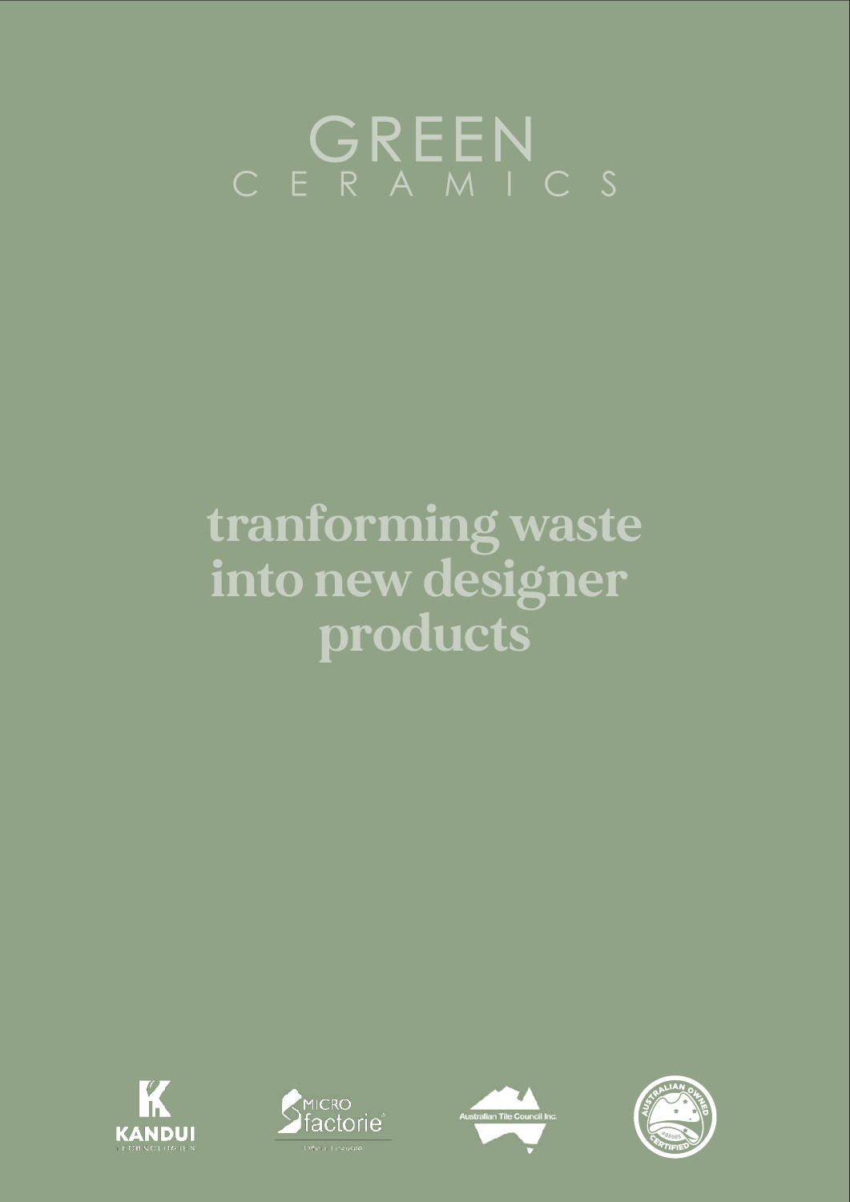# GREEN
## C E R A M I C S

**tranforming waste into new designer products**

KANDUI TECHNOLOGIES

MICRO factorie® Official Licensee

Australian Tile Council Inc.

AUSTRALIAN OWNED CERTIFIED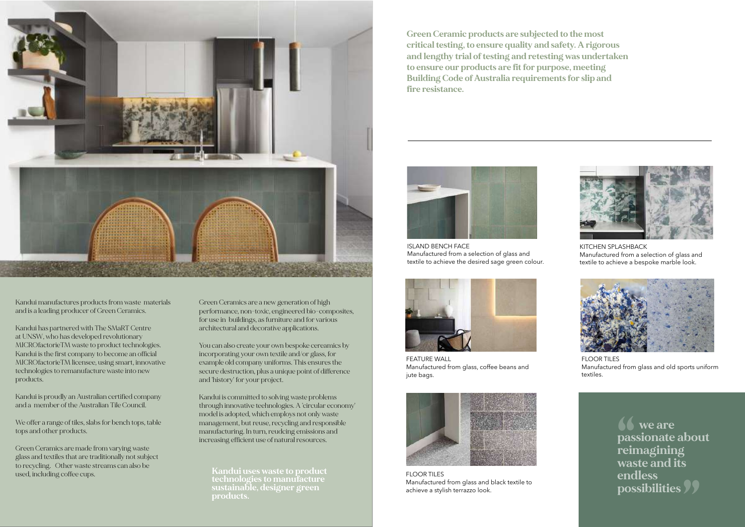**Green Ceramic products are subjected to the most critical testing, to ensure quality and safety. A rigorous and lengthy trial of testing and retesting was undertaken to ensure our products are fit for purpose, meeting Building Code of Australia requirements for slip and fire resistance.**

---

Kandui manufactures products from waste materials and is a leading producer of Green Ceramics.

Kandui has partnered with The SMaRT Centre at UNSW, who has developed revolutionary MICROfactorieTM waste to product technologies. Kandui is the first company to become an official MICROfactorieTM licensee, using smart, innovative technologies to remanufacture waste into new products.

Kandui is proudly an Australian certified company and a member of the Australian Tile Council.

We offer a range of tiles, slabs for bench tops, table tops and other products.

Green Ceramics are made from varying waste glass and textiles that are traditionally not subject to recycling. Other waste streams can also be used, including coffee cups.

Green Ceramics are a new generation of high performance, non-toxic, engineered bio-composites, for use in buildings, as furniture and for various architectural and decorative applications.

You can also create your own bespoke cereamics by incorporating your own textile and/or glass, for example old company uniforms. This ensures the secure destruction, plus a unique point of difference and 'history' for your project.

Kandui is committed to solving waste problems through innovative technologies. A 'circular economy' model is adopted, which employs not only waste management, but reuse, recycling and responsible manufacturing. In turn, reudcing emissions and increasing efficient use of natural resources.

**Kandui uses waste to product technologies to manufacture sustainable, designer green products.**

ISLAND BENCH FACE
Manufactured from a selection of glass and textile to achieve the desired sage green colour.

KITCHEN SPLASHBACK
Manufactured from a selection of glass and textile to achieve a bespoke marble look.

FEATURE WALL
Manufactured from glass, coffee beans and jute bags.

FLOOR TILES
Manufactured from glass and old sports uniform textiles.

FLOOR TILES
Manufactured from glass and black textile to achieve a stylish terrazzo look.

> **“we are passionate about reimagining waste and its endless possibilities”**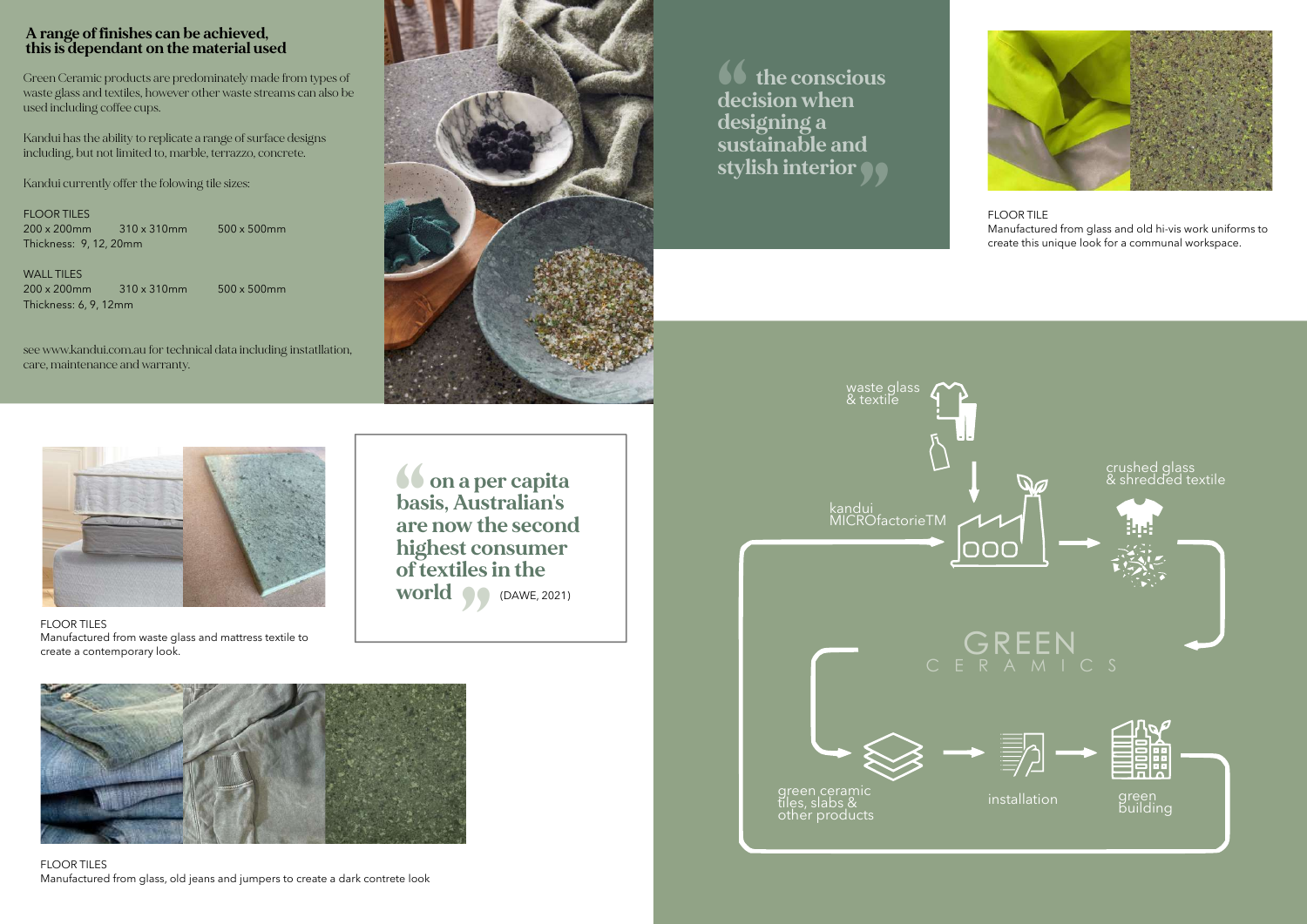## A range of finishes can be achieved, this is dependant on the material used

Green Ceramic products are predominately made from types of waste glass and textiles, however other waste streams can also be used including coffee cups.

Kandui has the ability to replicate a range of surface designs including, but not limited to, marble, terrazzo, concrete.

Kandui currently offer the folowing tile sizes:

FLOOR TILES
200 x 200mm    310 x 310mm    500 x 500mm
Thickness: 9, 12, 20mm

WALL TILES
200 x 200mm    310 x 310mm    500 x 500mm
Thickness: 6, 9, 12mm

see www.kandui.com.au for technical data including instatllation, care, maintenance and warranty.

> **"the conscious decision when designing a sustainable and stylish interior"**

FLOOR TILE
Manufactured from glass and old hi-vis work uniforms to create this unique look for a communal workspace.

FLOOR TILES
Manufactured from waste glass and mattress textile to create a contemporary look.

> **"on a per capita basis, Australian's are now the second highest consumer of textiles in the world"** (DAWE, 2021)

FLOOR TILES
Manufactured from glass, old jeans and jumpers to create a dark contrete look

waste glass & textile

kandui MICROfactorieTM

crushed glass & shredded textile

GREEN CERAMICS

green ceramic tiles, slabs & other products

installation

green building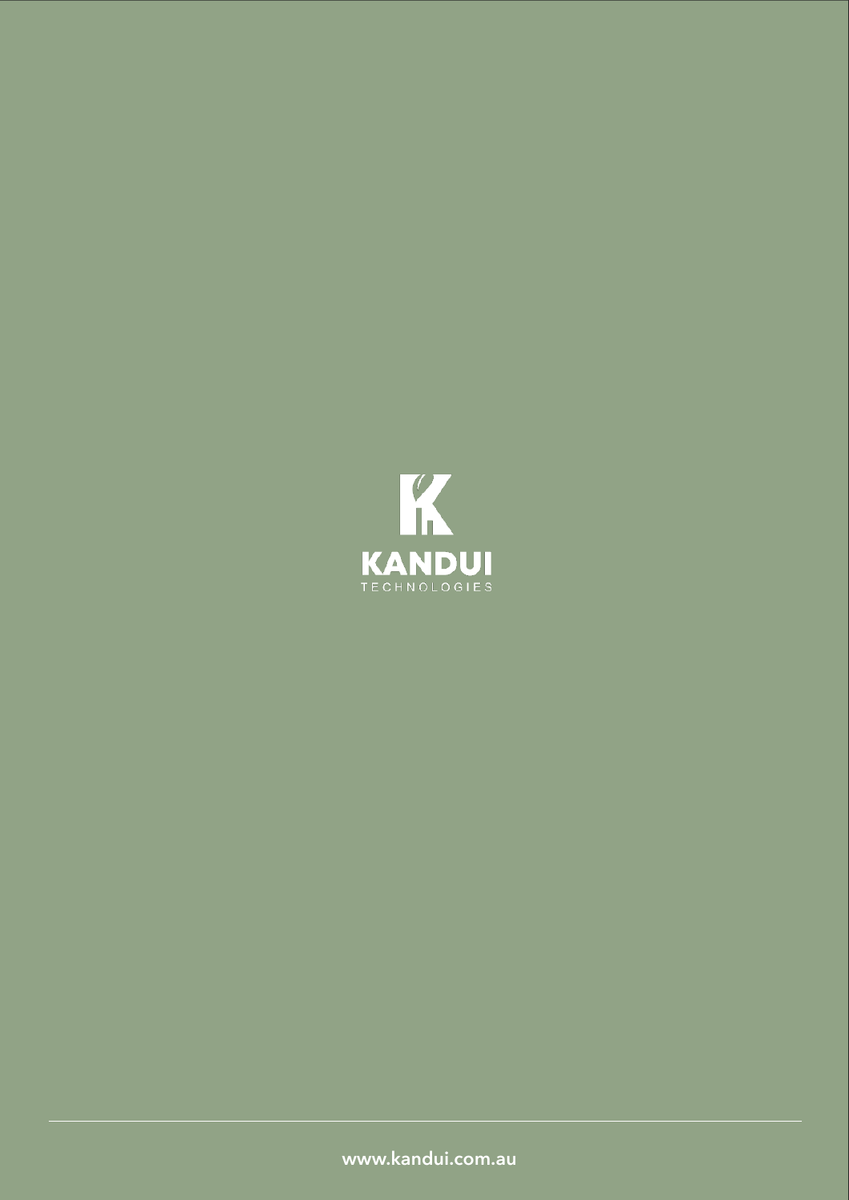KANDUI

TECHNOLOGIES

www.kandui.com.au